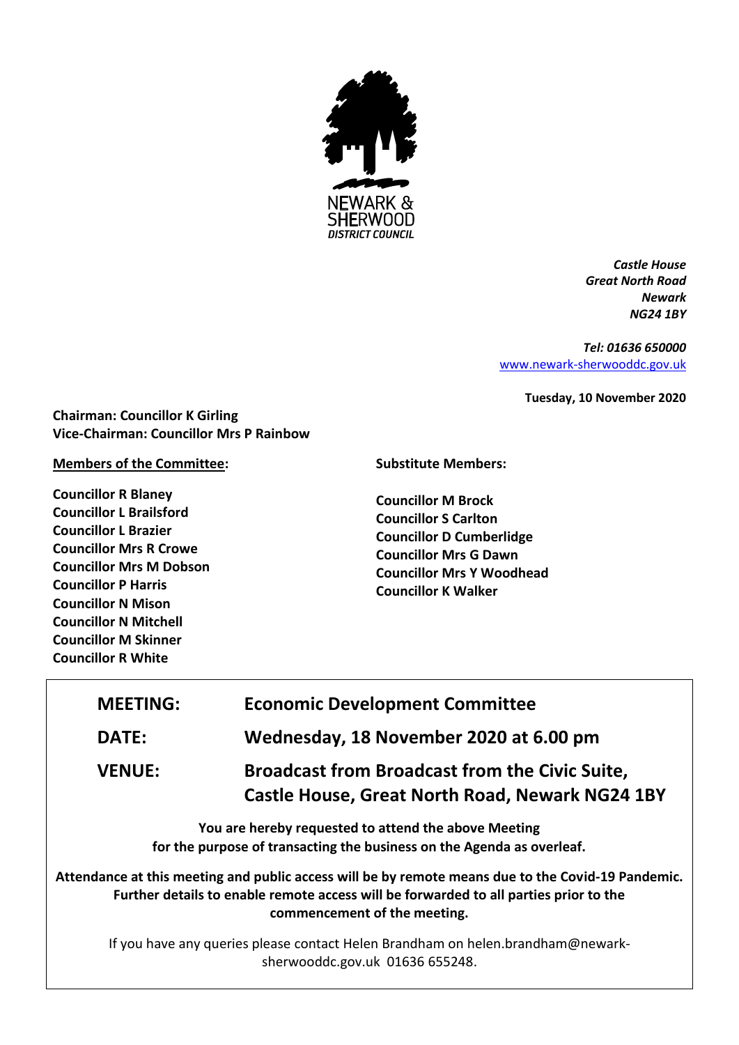NEWARK & SHERWOOD
*DISTRICT COUNCIL*

*Castle House*
*Great North Road*
*Newark*
*NG24 1BY*

*Tel: 01636 650000*
www.newark-sherwooddc.gov.uk

**Tuesday, 10 November 2020**

**Chairman: Councillor K Girling**
**Vice-Chairman: Councillor Mrs P Rainbow**

**Members of the Committee:**

**Councillor R Blaney**
**Councillor L Brailsford**
**Councillor L Brazier**
**Councillor Mrs R Crowe**
**Councillor Mrs M Dobson**
**Councillor P Harris**
**Councillor N Mison**
**Councillor N Mitchell**
**Councillor M Skinner**
**Councillor R White**

**Substitute Members:**

**Councillor M Brock**
**Councillor S Carlton**
**Councillor D Cumberlidge**
**Councillor Mrs G Dawn**
**Councillor Mrs Y Woodhead**
**Councillor K Walker**

| | |
|---|---|
| **MEETING:** | **Economic Development Committee** |
| **DATE:** | **Wednesday, 18 November 2020 at 6.00 pm** |
| **VENUE:** | **Broadcast from Broadcast from the Civic Suite, Castle House, Great North Road, Newark NG24 1BY** |

**You are hereby requested to attend the above Meeting for the purpose of transacting the business on the Agenda as overleaf.**

**Attendance at this meeting and public access will be by remote means due to the Covid-19 Pandemic. Further details to enable remote access will be forwarded to all parties prior to the commencement of the meeting.**

If you have any queries please contact Helen Brandham on helen.brandham@newark-sherwooddc.gov.uk 01636 655248.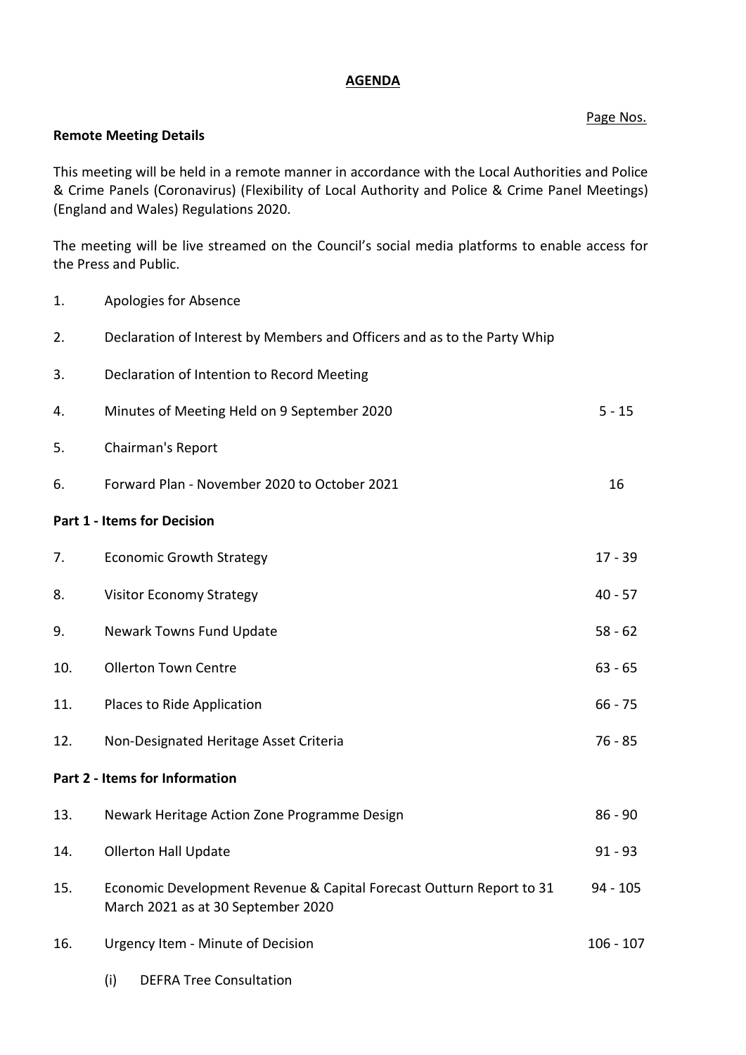**AGENDA**

Page Nos.

**Remote Meeting Details**

This meeting will be held in a remote manner in accordance with the Local Authorities and Police & Crime Panels (Coronavirus) (Flexibility of Local Authority and Police & Crime Panel Meetings) (England and Wales) Regulations 2020.

The meeting will be live streamed on the Council's social media platforms to enable access for the Press and Public.

| | | |
|---|---|---|
| 1. | Apologies for Absence | |
| 2. | Declaration of Interest by Members and Officers and as to the Party Whip | |
| 3. | Declaration of Intention to Record Meeting | |
| 4. | Minutes of Meeting Held on 9 September 2020 | 5 - 15 |
| 5. | Chairman's Report | |
| 6. | Forward Plan - November 2020 to October 2021 | 16 |

**Part 1 - Items for Decision**

| | | |
|---|---|---|
| 7. | Economic Growth Strategy | 17 - 39 |
| 8. | Visitor Economy Strategy | 40 - 57 |
| 9. | Newark Towns Fund Update | 58 - 62 |
| 10. | Ollerton Town Centre | 63 - 65 |
| 11. | Places to Ride Application | 66 - 75 |
| 12. | Non-Designated Heritage Asset Criteria | 76 - 85 |

**Part 2 - Items for Information**

| | | |
|---|---|---|
| 13. | Newark Heritage Action Zone Programme Design | 86 - 90 |
| 14. | Ollerton Hall Update | 91 - 93 |
| 15. | Economic Development Revenue & Capital Forecast Outturn Report to 31 March 2021 as at 30 September 2020 | 94 - 105 |
| 16. | Urgency Item - Minute of Decision | 106 - 107 |
| | (i) DEFRA Tree Consultation | |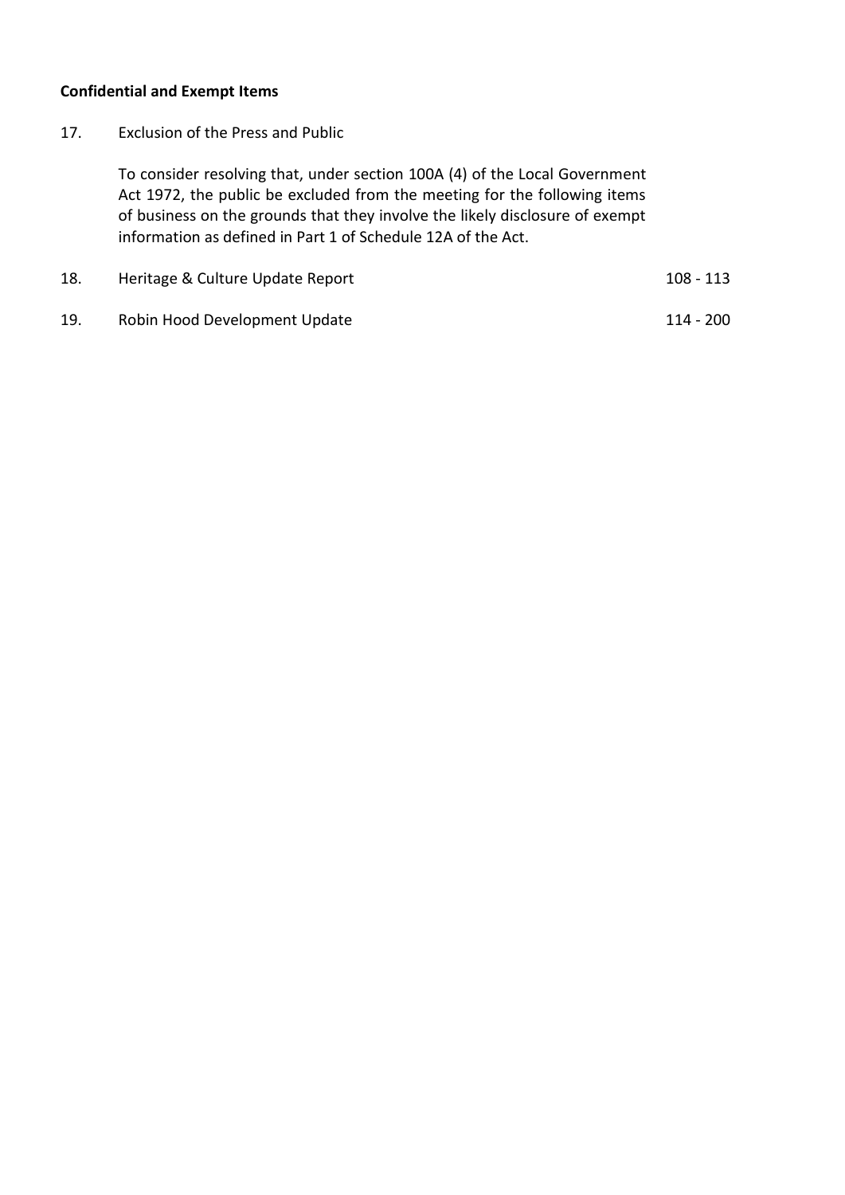**Confidential and Exempt Items**

17. Exclusion of the Press and Public

    To consider resolving that, under section 100A (4) of the Local Government Act 1972, the public be excluded from the meeting for the following items of business on the grounds that they involve the likely disclosure of exempt information as defined in Part 1 of Schedule 12A of the Act.

18. Heritage & Culture Update Report 108 - 113

19. Robin Hood Development Update 114 - 200